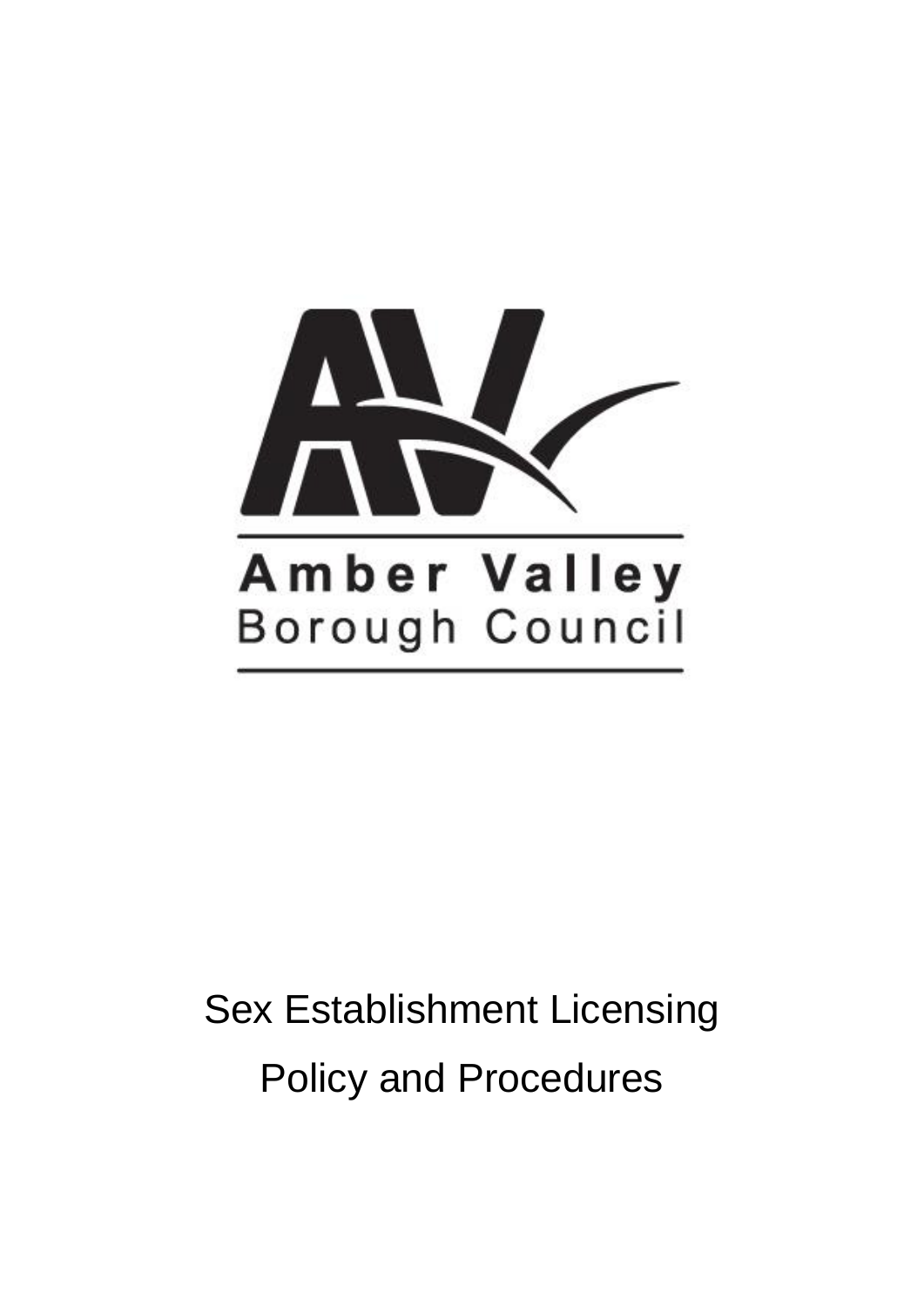Amber Valley
Borough Council

# Sex Establishment Licensing Policy and Procedures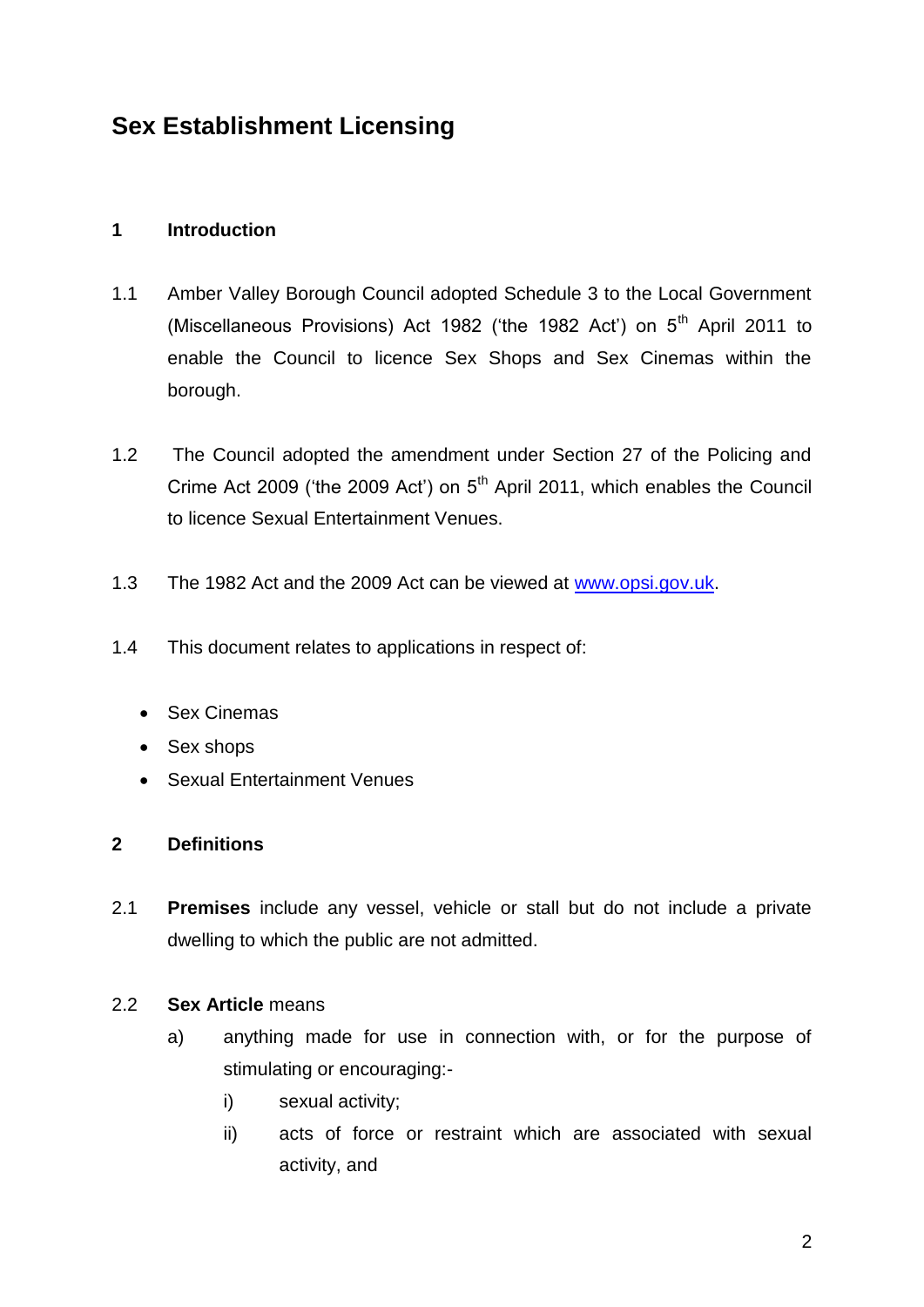# Sex Establishment Licensing

## 1 Introduction

1.1 Amber Valley Borough Council adopted Schedule 3 to the Local Government (Miscellaneous Provisions) Act 1982 ('the 1982 Act') on 5th April 2011 to enable the Council to licence Sex Shops and Sex Cinemas within the borough.

1.2 The Council adopted the amendment under Section 27 of the Policing and Crime Act 2009 ('the 2009 Act') on 5th April 2011, which enables the Council to licence Sexual Entertainment Venues.

1.3 The 1982 Act and the 2009 Act can be viewed at [www.opsi.gov.uk](http://www.opsi.gov.uk).

1.4 This document relates to applications in respect of:

- Sex Cinemas
- Sex shops
- Sexual Entertainment Venues

## 2 Definitions

2.1 **Premises** include any vessel, vehicle or stall but do not include a private dwelling to which the public are not admitted.

2.2 **Sex Article** means

a) anything made for use in connection with, or for the purpose of stimulating or encouraging:-

i) sexual activity;

ii) acts of force or restraint which are associated with sexual activity, and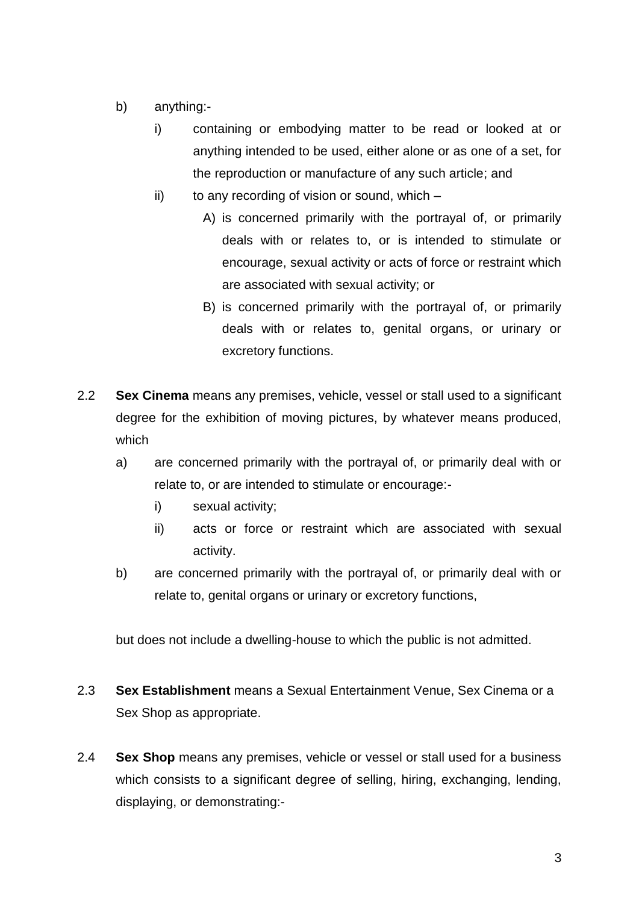b) anything:-

   i) containing or embodying matter to be read or looked at or anything intended to be used, either alone or as one of a set, for the reproduction or manufacture of any such article; and

   ii) to any recording of vision or sound, which –

      A) is concerned primarily with the portrayal of, or primarily deals with or relates to, or is intended to stimulate or encourage, sexual activity or acts of force or restraint which are associated with sexual activity; or

      B) is concerned primarily with the portrayal of, or primarily deals with or relates to, genital organs, or urinary or excretory functions.

2.2 **Sex Cinema** means any premises, vehicle, vessel or stall used to a significant degree for the exhibition of moving pictures, by whatever means produced, which

a) are concerned primarily with the portrayal of, or primarily deal with or relate to, or are intended to stimulate or encourage:-

   i) sexual activity;

   ii) acts or force or restraint which are associated with sexual activity.

b) are concerned primarily with the portrayal of, or primarily deal with or relate to, genital organs or urinary or excretory functions,

but does not include a dwelling-house to which the public is not admitted.

2.3 **Sex Establishment** means a Sexual Entertainment Venue, Sex Cinema or a Sex Shop as appropriate.

2.4 **Sex Shop** means any premises, vehicle or vessel or stall used for a business which consists to a significant degree of selling, hiring, exchanging, lending, displaying, or demonstrating:-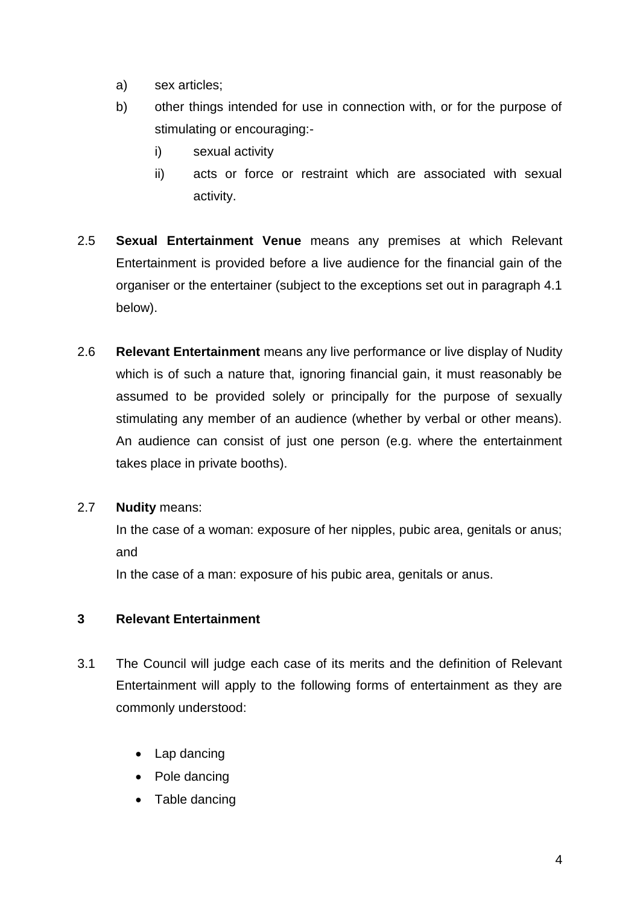a) sex articles;

b) other things intended for use in connection with, or for the purpose of stimulating or encouraging:-

   i) sexual activity

   ii) acts or force or restraint which are associated with sexual activity.

2.5 **Sexual Entertainment Venue** means any premises at which Relevant Entertainment is provided before a live audience for the financial gain of the organiser or the entertainer (subject to the exceptions set out in paragraph 4.1 below).

2.6 **Relevant Entertainment** means any live performance or live display of Nudity which is of such a nature that, ignoring financial gain, it must reasonably be assumed to be provided solely or principally for the purpose of sexually stimulating any member of an audience (whether by verbal or other means). An audience can consist of just one person (e.g. where the entertainment takes place in private booths).

2.7 **Nudity** means:

In the case of a woman: exposure of her nipples, pubic area, genitals or anus; and

In the case of a man: exposure of his pubic area, genitals or anus.

## 3 Relevant Entertainment

3.1 The Council will judge each case of its merits and the definition of Relevant Entertainment will apply to the following forms of entertainment as they are commonly understood:

- Lap dancing
- Pole dancing
- Table dancing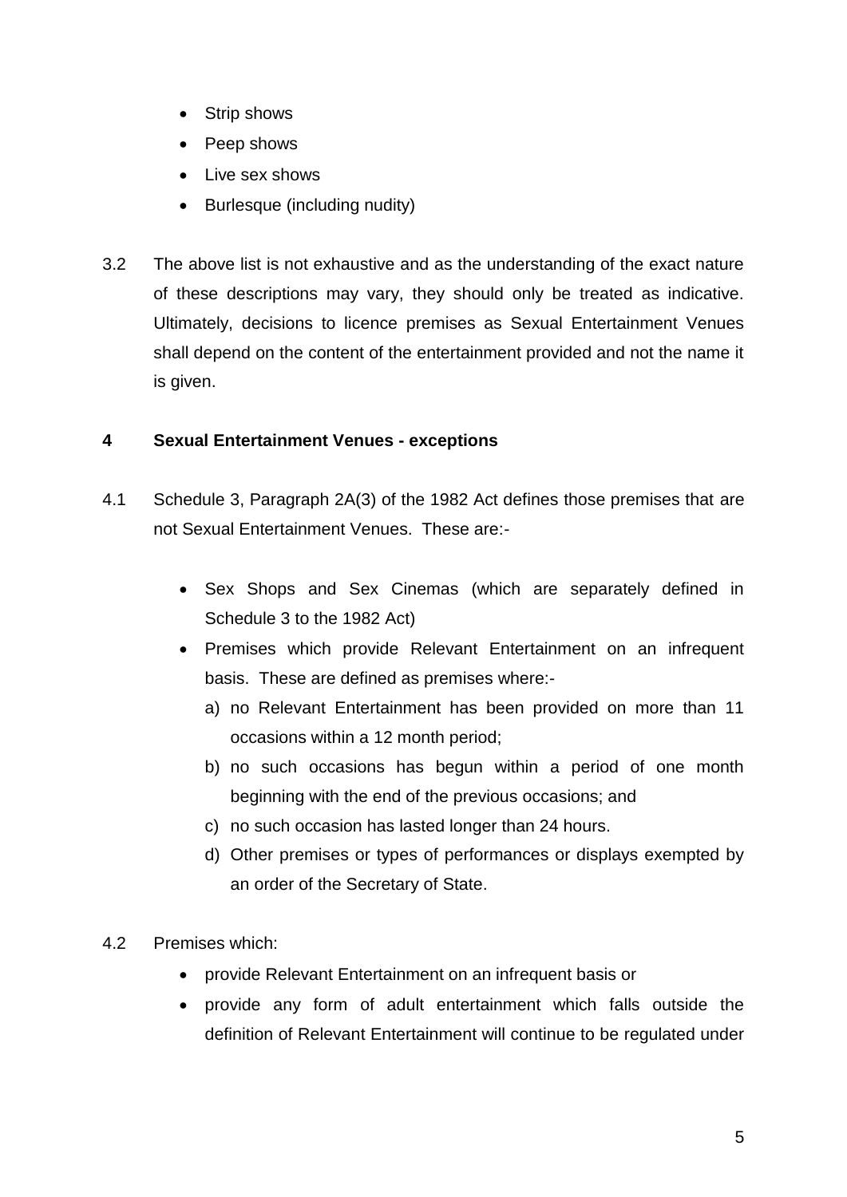- Strip shows
- Peep shows
- Live sex shows
- Burlesque (including nudity)

3.2 The above list is not exhaustive and as the understanding of the exact nature of these descriptions may vary, they should only be treated as indicative. Ultimately, decisions to licence premises as Sexual Entertainment Venues shall depend on the content of the entertainment provided and not the name it is given.

## 4 Sexual Entertainment Venues - exceptions

4.1 Schedule 3, Paragraph 2A(3) of the 1982 Act defines those premises that are not Sexual Entertainment Venues. These are:-

- Sex Shops and Sex Cinemas (which are separately defined in Schedule 3 to the 1982 Act)
- Premises which provide Relevant Entertainment on an infrequent basis. These are defined as premises where:-
  a) no Relevant Entertainment has been provided on more than 11 occasions within a 12 month period;
  b) no such occasions has begun within a period of one month beginning with the end of the previous occasions; and
  c) no such occasion has lasted longer than 24 hours.
  d) Other premises or types of performances or displays exempted by an order of the Secretary of State.

4.2 Premises which:

- provide Relevant Entertainment on an infrequent basis or
- provide any form of adult entertainment which falls outside the definition of Relevant Entertainment will continue to be regulated under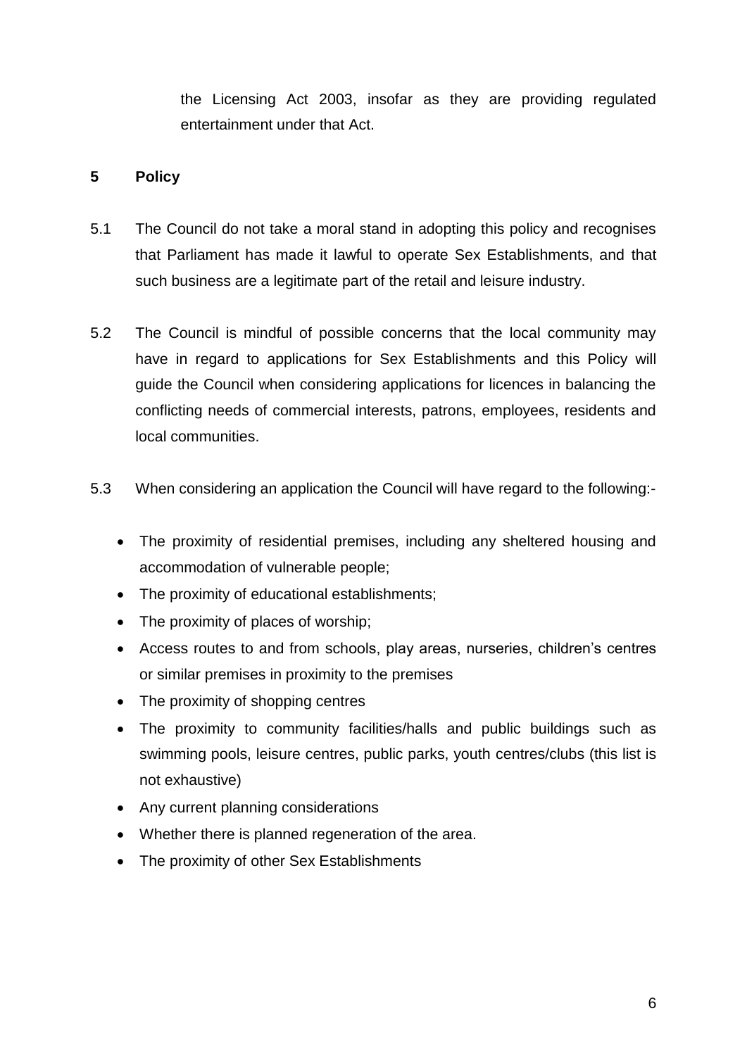the Licensing Act 2003, insofar as they are providing regulated entertainment under that Act.

## 5 Policy

5.1 The Council do not take a moral stand in adopting this policy and recognises that Parliament has made it lawful to operate Sex Establishments, and that such business are a legitimate part of the retail and leisure industry.

5.2 The Council is mindful of possible concerns that the local community may have in regard to applications for Sex Establishments and this Policy will guide the Council when considering applications for licences in balancing the conflicting needs of commercial interests, patrons, employees, residents and local communities.

5.3 When considering an application the Council will have regard to the following:-

- The proximity of residential premises, including any sheltered housing and accommodation of vulnerable people;
- The proximity of educational establishments;
- The proximity of places of worship;
- Access routes to and from schools, play areas, nurseries, children's centres or similar premises in proximity to the premises
- The proximity of shopping centres
- The proximity to community facilities/halls and public buildings such as swimming pools, leisure centres, public parks, youth centres/clubs (this list is not exhaustive)
- Any current planning considerations
- Whether there is planned regeneration of the area.
- The proximity of other Sex Establishments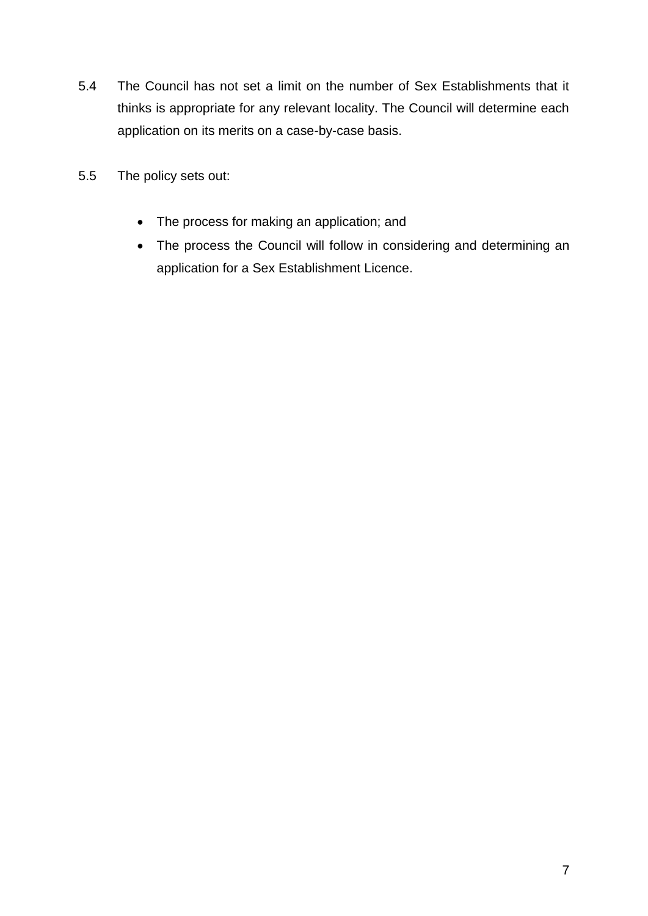5.4 The Council has not set a limit on the number of Sex Establishments that it thinks is appropriate for any relevant locality. The Council will determine each application on its merits on a case-by-case basis.

5.5 The policy sets out:

- The process for making an application; and
- The process the Council will follow in considering and determining an application for a Sex Establishment Licence.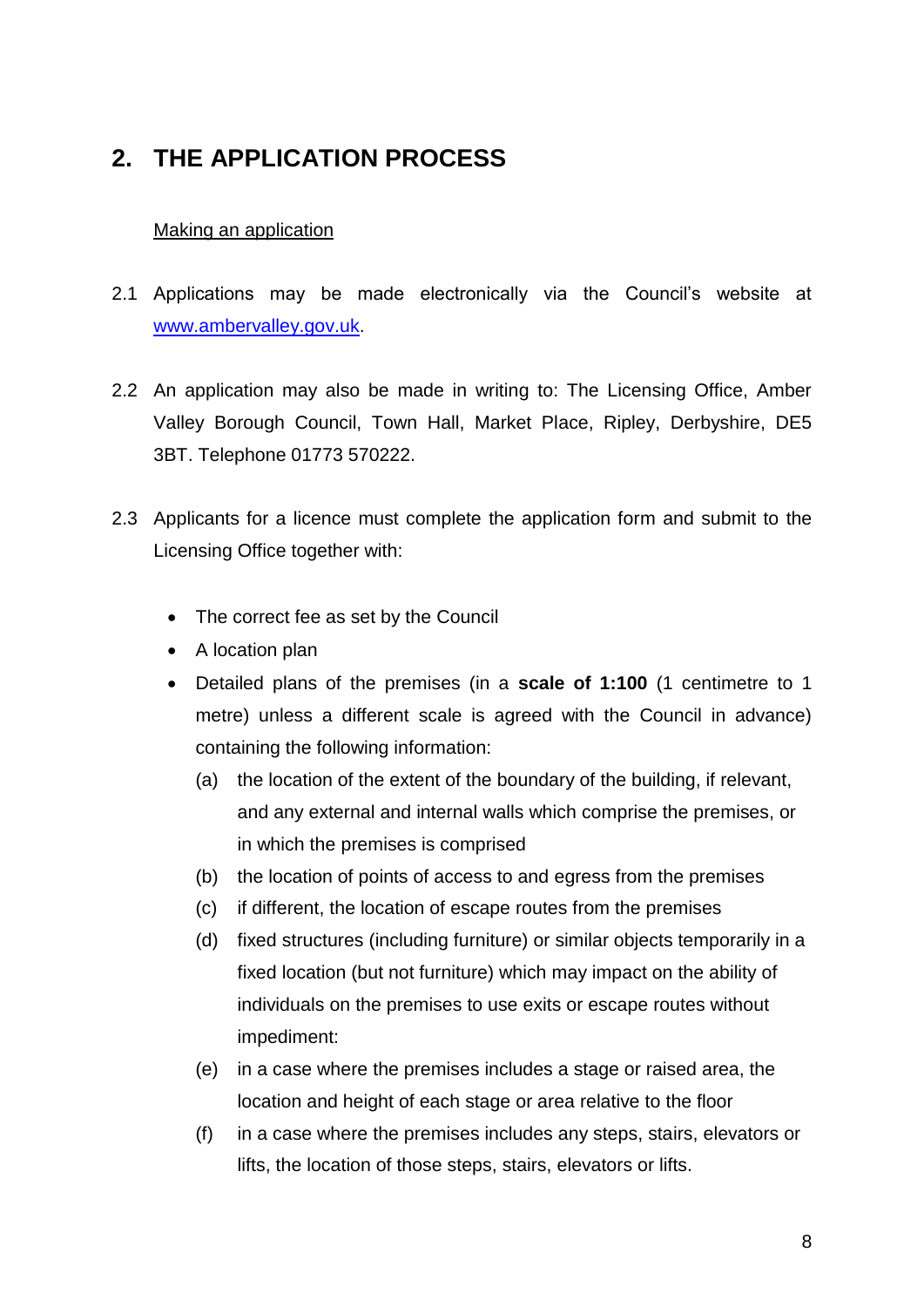## 2. THE APPLICATION PROCESS

Making an application

2.1 Applications may be made electronically via the Council's website at www.ambervalley.gov.uk.

2.2 An application may also be made in writing to: The Licensing Office, Amber Valley Borough Council, Town Hall, Market Place, Ripley, Derbyshire, DE5 3BT. Telephone 01773 570222.

2.3 Applicants for a licence must complete the application form and submit to the Licensing Office together with:

- The correct fee as set by the Council
- A location plan
- Detailed plans of the premises (in a **scale of 1:100** (1 centimetre to 1 metre) unless a different scale is agreed with the Council in advance) containing the following information:
  - (a) the location of the extent of the boundary of the building, if relevant, and any external and internal walls which comprise the premises, or in which the premises is comprised
  - (b) the location of points of access to and egress from the premises
  - (c) if different, the location of escape routes from the premises
  - (d) fixed structures (including furniture) or similar objects temporarily in a fixed location (but not furniture) which may impact on the ability of individuals on the premises to use exits or escape routes without impediment:
  - (e) in a case where the premises includes a stage or raised area, the location and height of each stage or area relative to the floor
  - (f) in a case where the premises includes any steps, stairs, elevators or lifts, the location of those steps, stairs, elevators or lifts.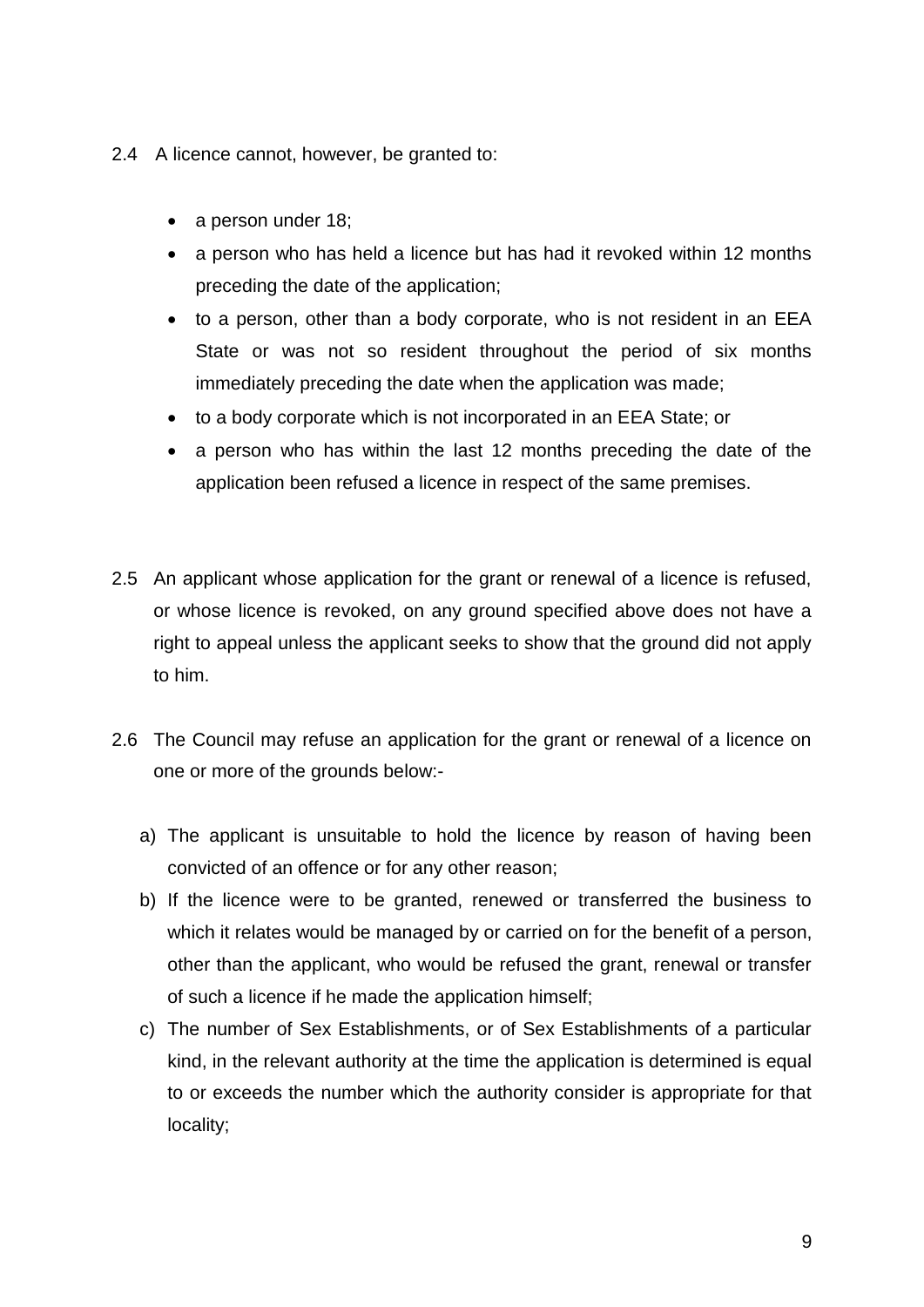2.4 A licence cannot, however, be granted to:

- a person under 18;
- a person who has held a licence but has had it revoked within 12 months preceding the date of the application;
- to a person, other than a body corporate, who is not resident in an EEA State or was not so resident throughout the period of six months immediately preceding the date when the application was made;
- to a body corporate which is not incorporated in an EEA State; or
- a person who has within the last 12 months preceding the date of the application been refused a licence in respect of the same premises.

2.5 An applicant whose application for the grant or renewal of a licence is refused, or whose licence is revoked, on any ground specified above does not have a right to appeal unless the applicant seeks to show that the ground did not apply to him.

2.6 The Council may refuse an application for the grant or renewal of a licence on one or more of the grounds below:-

a) The applicant is unsuitable to hold the licence by reason of having been convicted of an offence or for any other reason;
b) If the licence were to be granted, renewed or transferred the business to which it relates would be managed by or carried on for the benefit of a person, other than the applicant, who would be refused the grant, renewal or transfer of such a licence if he made the application himself;
c) The number of Sex Establishments, or of Sex Establishments of a particular kind, in the relevant authority at the time the application is determined is equal to or exceeds the number which the authority consider is appropriate for that locality;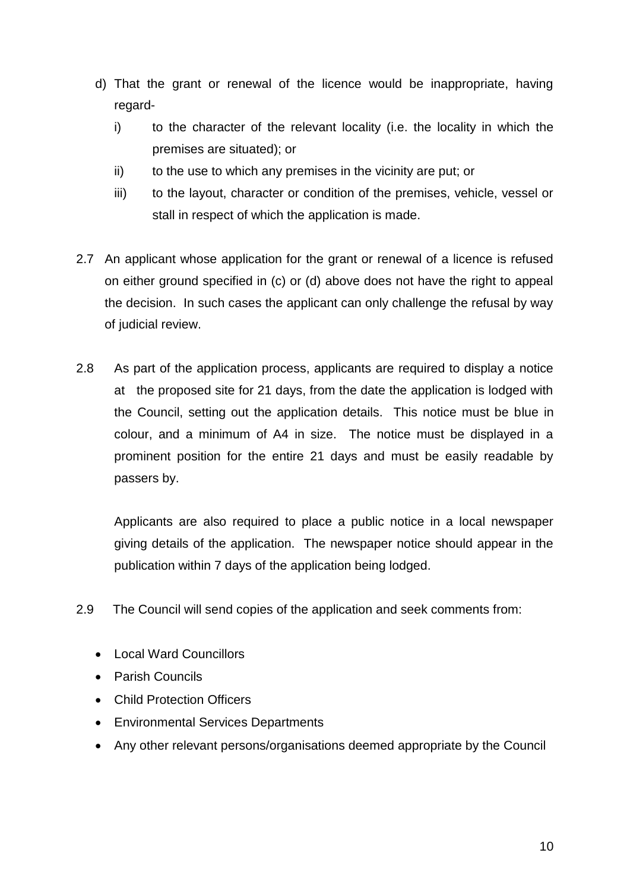d) That the grant or renewal of the licence would be inappropriate, having regard-
   i) to the character of the relevant locality (i.e. the locality in which the premises are situated); or
   ii) to the use to which any premises in the vicinity are put; or
   iii) to the layout, character or condition of the premises, vehicle, vessel or stall in respect of which the application is made.

2.7 An applicant whose application for the grant or renewal of a licence is refused on either ground specified in (c) or (d) above does not have the right to appeal the decision. In such cases the applicant can only challenge the refusal by way of judicial review.

2.8 As part of the application process, applicants are required to display a notice at the proposed site for 21 days, from the date the application is lodged with the Council, setting out the application details. This notice must be blue in colour, and a minimum of A4 in size. The notice must be displayed in a prominent position for the entire 21 days and must be easily readable by passers by.

Applicants are also required to place a public notice in a local newspaper giving details of the application. The newspaper notice should appear in the publication within 7 days of the application being lodged.

2.9 The Council will send copies of the application and seek comments from:

- Local Ward Councillors
- Parish Councils
- Child Protection Officers
- Environmental Services Departments
- Any other relevant persons/organisations deemed appropriate by the Council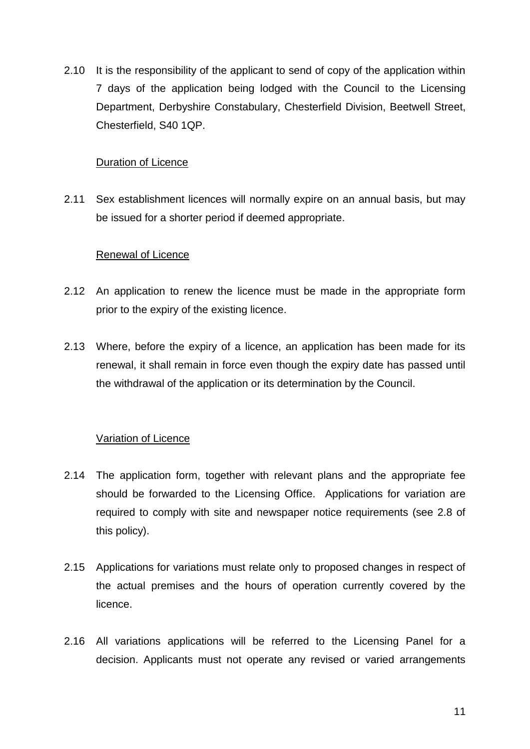2.10 It is the responsibility of the applicant to send of copy of the application within 7 days of the application being lodged with the Council to the Licensing Department, Derbyshire Constabulary, Chesterfield Division, Beetwell Street, Chesterfield, S40 1QP.

Duration of Licence

2.11 Sex establishment licences will normally expire on an annual basis, but may be issued for a shorter period if deemed appropriate.

Renewal of Licence

2.12 An application to renew the licence must be made in the appropriate form prior to the expiry of the existing licence.

2.13 Where, before the expiry of a licence, an application has been made for its renewal, it shall remain in force even though the expiry date has passed until the withdrawal of the application or its determination by the Council.

Variation of Licence

2.14 The application form, together with relevant plans and the appropriate fee should be forwarded to the Licensing Office. Applications for variation are required to comply with site and newspaper notice requirements (see 2.8 of this policy).

2.15 Applications for variations must relate only to proposed changes in respect of the actual premises and the hours of operation currently covered by the licence.

2.16 All variations applications will be referred to the Licensing Panel for a decision. Applicants must not operate any revised or varied arrangements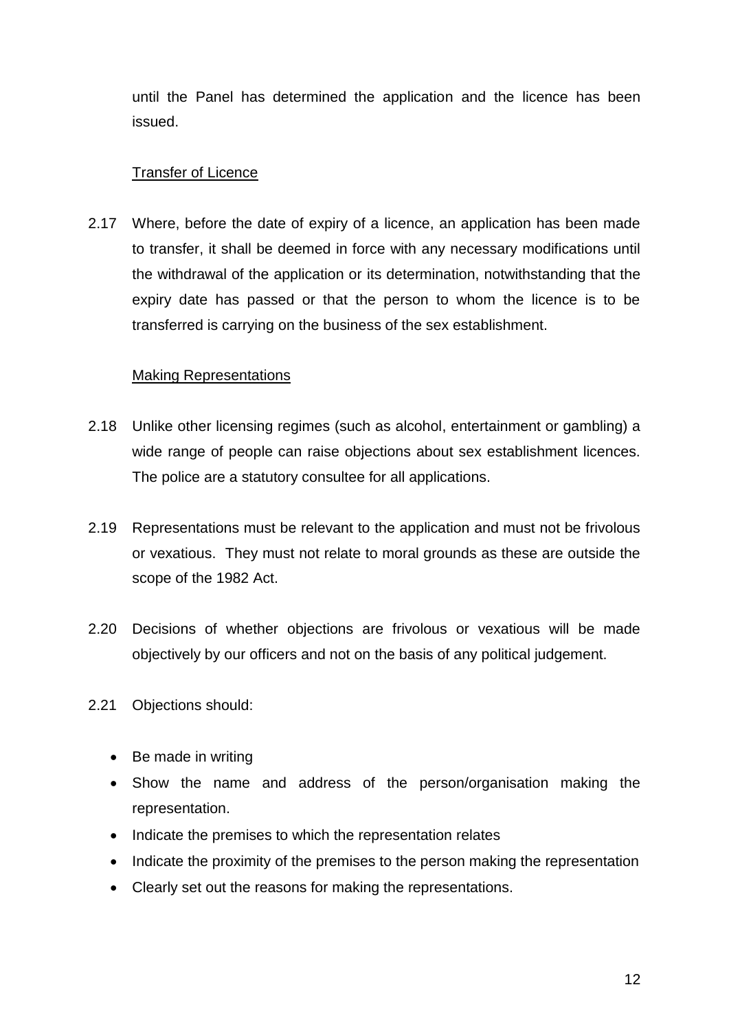until the Panel has determined the application and the licence has been issued.

### Transfer of Licence

2.17 Where, before the date of expiry of a licence, an application has been made to transfer, it shall be deemed in force with any necessary modifications until the withdrawal of the application or its determination, notwithstanding that the expiry date has passed or that the person to whom the licence is to be transferred is carrying on the business of the sex establishment.

### Making Representations

2.18 Unlike other licensing regimes (such as alcohol, entertainment or gambling) a wide range of people can raise objections about sex establishment licences. The police are a statutory consultee for all applications.

2.19 Representations must be relevant to the application and must not be frivolous or vexatious. They must not relate to moral grounds as these are outside the scope of the 1982 Act.

2.20 Decisions of whether objections are frivolous or vexatious will be made objectively by our officers and not on the basis of any political judgement.

2.21 Objections should:

- Be made in writing
- Show the name and address of the person/organisation making the representation.
- Indicate the premises to which the representation relates
- Indicate the proximity of the premises to the person making the representation
- Clearly set out the reasons for making the representations.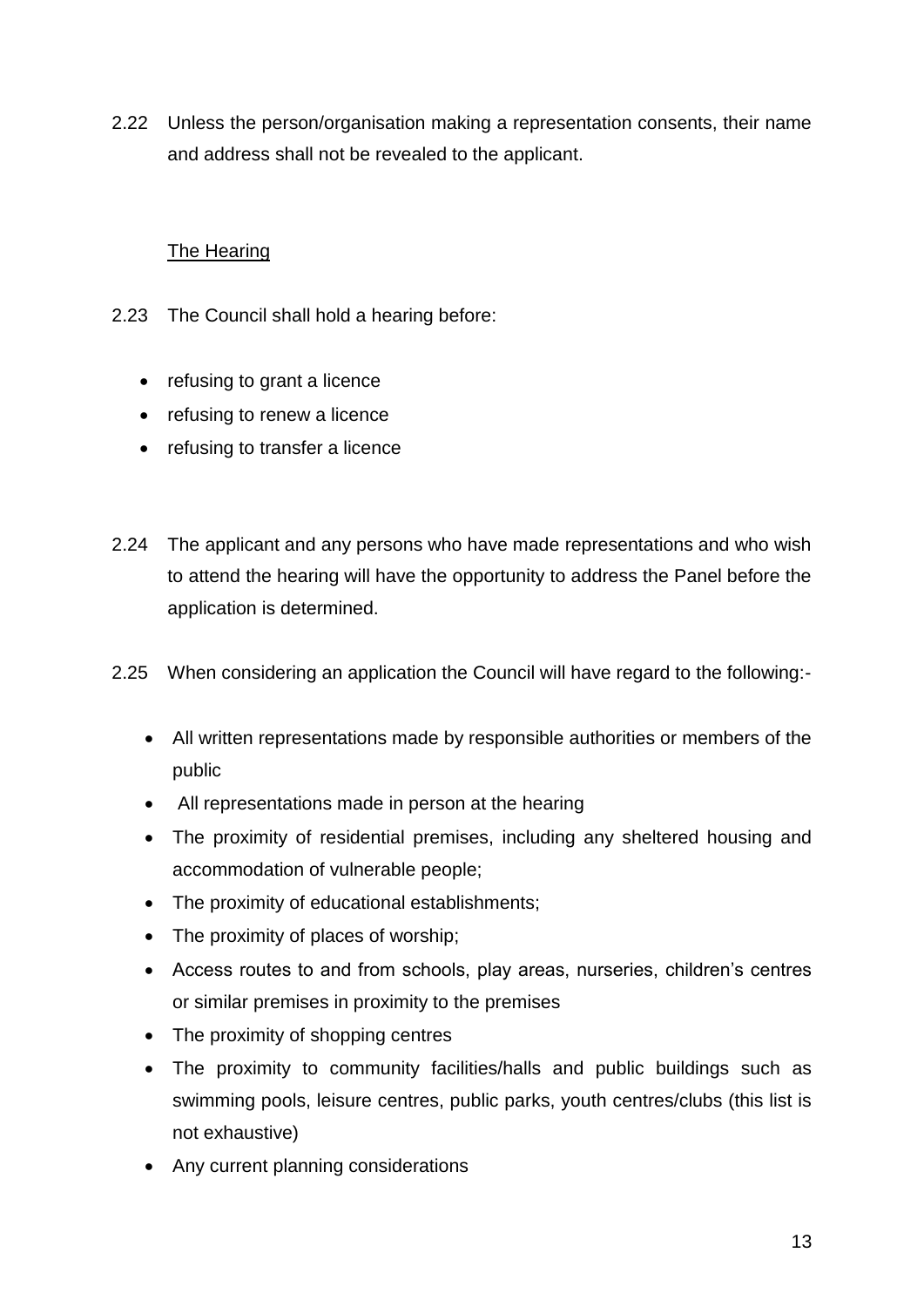2.22 Unless the person/organisation making a representation consents, their name and address shall not be revealed to the applicant.

<u>The Hearing</u>

2.23 The Council shall hold a hearing before:

- refusing to grant a licence
- refusing to renew a licence
- refusing to transfer a licence

2.24 The applicant and any persons who have made representations and who wish to attend the hearing will have the opportunity to address the Panel before the application is determined.

2.25 When considering an application the Council will have regard to the following:-

- All written representations made by responsible authorities or members of the public
- All representations made in person at the hearing
- The proximity of residential premises, including any sheltered housing and accommodation of vulnerable people;
- The proximity of educational establishments;
- The proximity of places of worship;
- Access routes to and from schools, play areas, nurseries, children's centres or similar premises in proximity to the premises
- The proximity of shopping centres
- The proximity to community facilities/halls and public buildings such as swimming pools, leisure centres, public parks, youth centres/clubs (this list is not exhaustive)
- Any current planning considerations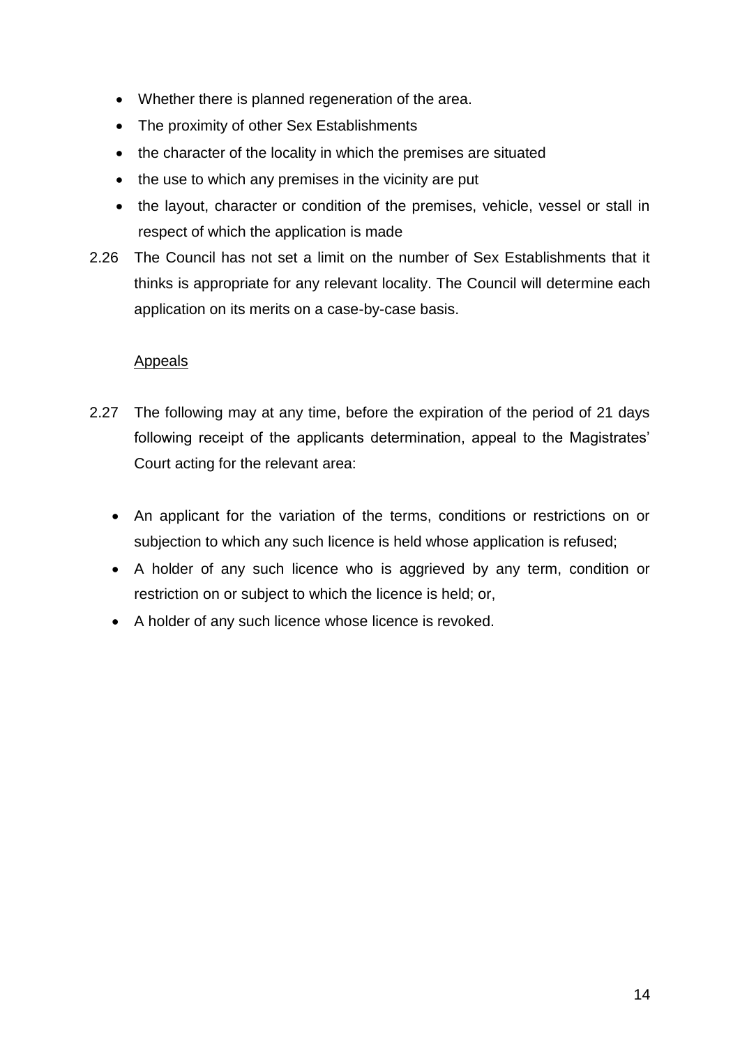- Whether there is planned regeneration of the area.
- The proximity of other Sex Establishments
- the character of the locality in which the premises are situated
- the use to which any premises in the vicinity are put
- the layout, character or condition of the premises, vehicle, vessel or stall in respect of which the application is made

2.26 The Council has not set a limit on the number of Sex Establishments that it thinks is appropriate for any relevant locality. The Council will determine each application on its merits on a case-by-case basis.

<u>Appeals</u>

2.27 The following may at any time, before the expiration of the period of 21 days following receipt of the applicants determination, appeal to the Magistrates' Court acting for the relevant area:

- An applicant for the variation of the terms, conditions or restrictions on or subjection to which any such licence is held whose application is refused;
- A holder of any such licence who is aggrieved by any term, condition or restriction on or subject to which the licence is held; or,
- A holder of any such licence whose licence is revoked.